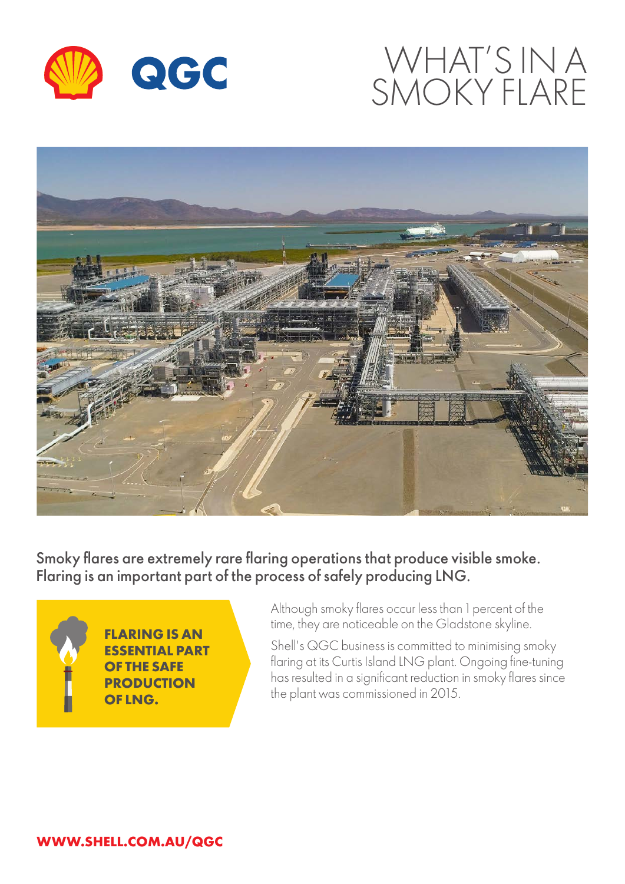# WHAT'S IN A SMOKY FLARE

**Smoky flares are extremely rare flaring operations that produce visible smoke. Flaring is an important part of the process of safely producing LNG.**

**FLARING IS AN ESSENTIAL PART OF THE SAFE PRODUCTION OF LNG.**

Although smoky flares occur less than 1 percent of the time, they are noticeable on the Gladstone skyline.

Shell's QGC business is committed to minimising smoky flaring at its Curtis Island LNG plant. Ongoing fine-tuning has resulted in a significant reduction in smoky flares since the plant was commissioned in 2015.

**WWW.SHELL.COM.AU/QGC**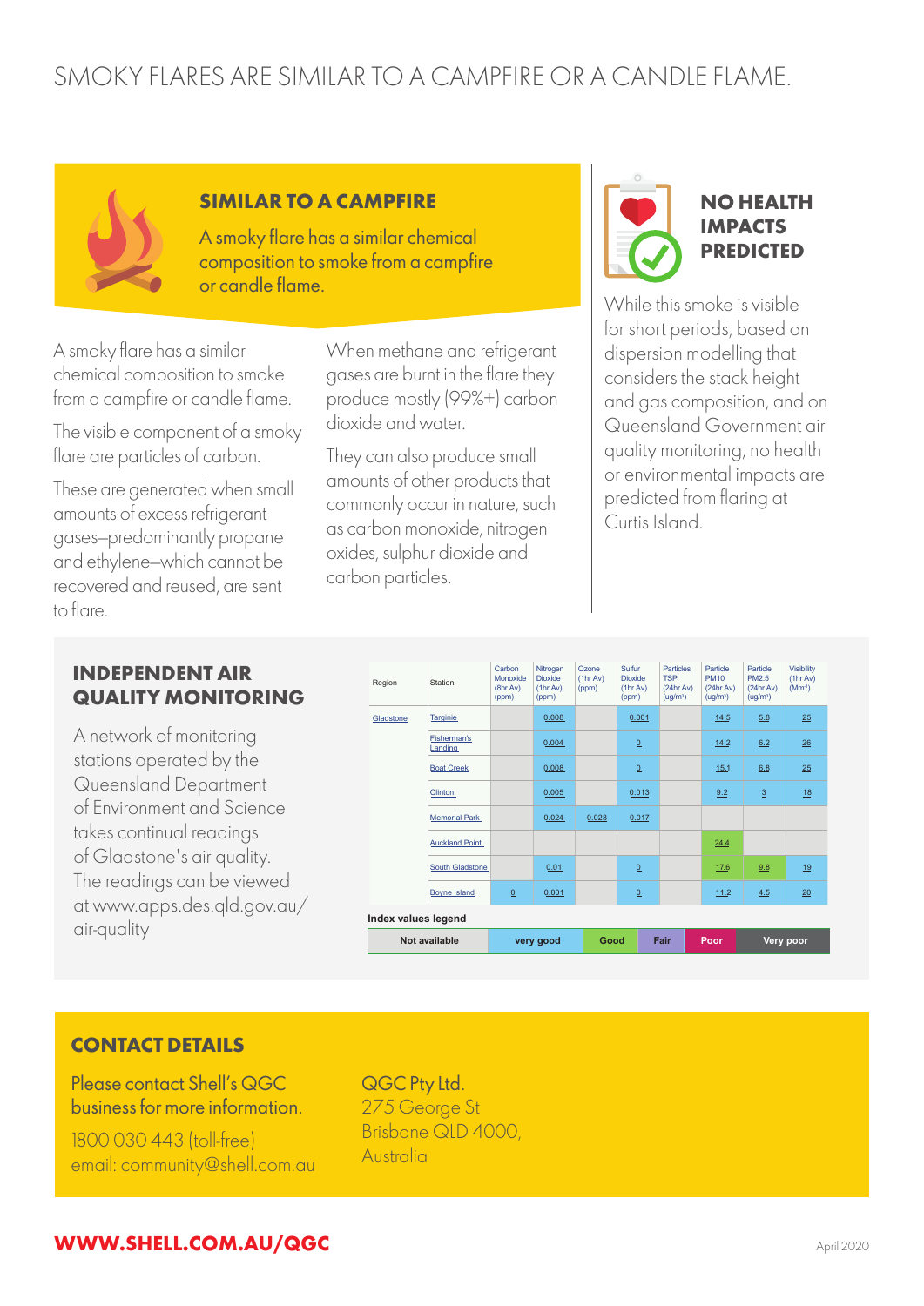# SMOKY FLARES ARE SIMILAR TO A CAMPFIRE OR A CANDLE FLAME.

## SIMILAR TO A CAMPFIRE

A smoky flare has a similar chemical composition to smoke from a campfire or candle flame.

A smoky flare has a similar chemical composition to smoke from a campfire or candle flame.

The visible component of a smoky flare are particles of carbon.

These are generated when small amounts of excess refrigerant gases–predominantly propane and ethylene–which cannot be recovered and reused, are sent to flare.

When methane and refrigerant gases are burnt in the flare they produce mostly (99%+) carbon dioxide and water.

They can also produce small amounts of other products that commonly occur in nature, such as carbon monoxide, nitrogen oxides, sulphur dioxide and carbon particles.

## NO HEALTH IMPACTS PREDICTED

While this smoke is visible for short periods, based on dispersion modelling that considers the stack height and gas composition, and on Queensland Government air quality monitoring, no health or environmental impacts are predicted from flaring at Curtis Island.

## INDEPENDENT AIR QUALITY MONITORING

A network of monitoring stations operated by the Queensland Department of Environment and Science takes continual readings of Gladstone's air quality. The readings can be viewed at www.apps.des.qld.gov.au/air-quality

| Region | Station | Carbon Monoxide (8hr Av) (ppm) | Nitrogen Dioxide (1hr Av) (ppm) | Ozone (1hr Av) (ppm) | Sulfur Dioxide (1hr Av) (ppm) | Particles TSP (24hr Av) (ug/m³) | Particle PM10 (24hr Av) (ug/m³) | Particle PM2.5 (24hr Av) (ug/m³) | Visibility (1hr Av) (Mm⁻¹) |
|---|---|---|---|---|---|---|---|---|---|
| Gladstone | Targinie | | 0.008 | | 0.001 | | 14.5 | 5.8 | 25 |
| | Fisherman's Landing | | 0.004 | | 0 | | 14.2 | 6.2 | 26 |
| | Boat Creek | | 0.008 | | 0 | | 15.1 | 6.8 | 25 |
| | Clinton | | 0.005 | | 0.013 | | 9.2 | 3 | 18 |
| | Memorial Park | | 0.024 | 0.028 | 0.017 | | | | |
| | Auckland Point | | | | | | 24.4 | | |
| | South Gladstone | | 0.01 | | 0 | | 17.6 | 9.8 | 19 |
| | Boyne Island | 0 | 0.001 | | 0 | | 11.2 | 4.5 | 20 |

**Index values legend**

| Not available | very good | Good | Fair | Poor | Very poor |
|---|---|---|---|---|---|

## CONTACT DETAILS

Please contact Shell's QGC business for more information.

1800 030 443 (toll-free)
email: community@shell.com.au

QGC Pty Ltd.
275 George St
Brisbane QLD 4000,
Australia

**WWW.SHELL.COM.AU/QGC**

April 2020